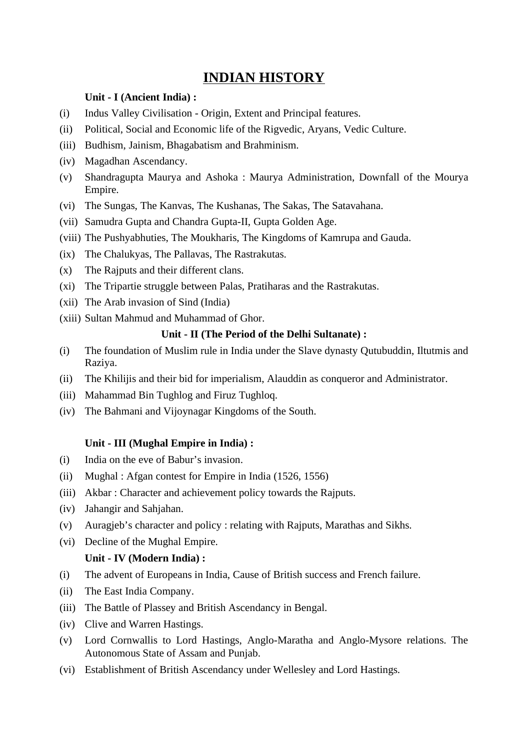# INDIAN HISTORY

**Unit - I (Ancient India) :**

(i) Indus Valley Civilisation - Origin, Extent and Principal features.

(ii) Political, Social and Economic life of the Rigvedic, Aryans, Vedic Culture.

(iii) Budhism, Jainism, Bhagabatism and Brahminism.

(iv) Magadhan Ascendancy.

(v) Shandragupta Maurya and Ashoka : Maurya Administration, Downfall of the Mourya Empire.

(vi) The Sungas, The Kanvas, The Kushanas, The Sakas, The Satavahana.

(vii) Samudra Gupta and Chandra Gupta-II, Gupta Golden Age.

(viii) The Pushyabhuties, The Moukharis, The Kingdoms of Kamrupa and Gauda.

(ix) The Chalukyas, The Pallavas, The Rastrakutas.

(x) The Rajputs and their different clans.

(xi) The Tripartie struggle between Palas, Pratiharas and the Rastrakutas.

(xii) The Arab invasion of Sind (India)

(xiii) Sultan Mahmud and Muhammad of Ghor.

**Unit - II (The Period of the Delhi Sultanate) :**

(i) The foundation of Muslim rule in India under the Slave dynasty Qutubuddin, Iltutmis and Raziya.

(ii) The Khilijis and their bid for imperialism, Alauddin as conqueror and Administrator.

(iii) Mahammad Bin Tughlog and Firuz Tughloq.

(iv) The Bahmani and Vijoynagar Kingdoms of the South.

**Unit - III (Mughal Empire in India) :**

(i) India on the eve of Babur's invasion.

(ii) Mughal : Afgan contest for Empire in India (1526, 1556)

(iii) Akbar : Character and achievement policy towards the Rajputs.

(iv) Jahangir and Sahjahan.

(v) Auragjeb's character and policy : relating with Rajputs, Marathas and Sikhs.

(vi) Decline of the Mughal Empire.

**Unit - IV (Modern India) :**

(i) The advent of Europeans in India, Cause of British success and French failure.

(ii) The East India Company.

(iii) The Battle of Plassey and British Ascendancy in Bengal.

(iv) Clive and Warren Hastings.

(v) Lord Cornwallis to Lord Hastings, Anglo-Maratha and Anglo-Mysore relations. The Autonomous State of Assam and Punjab.

(vi) Establishment of British Ascendancy under Wellesley and Lord Hastings.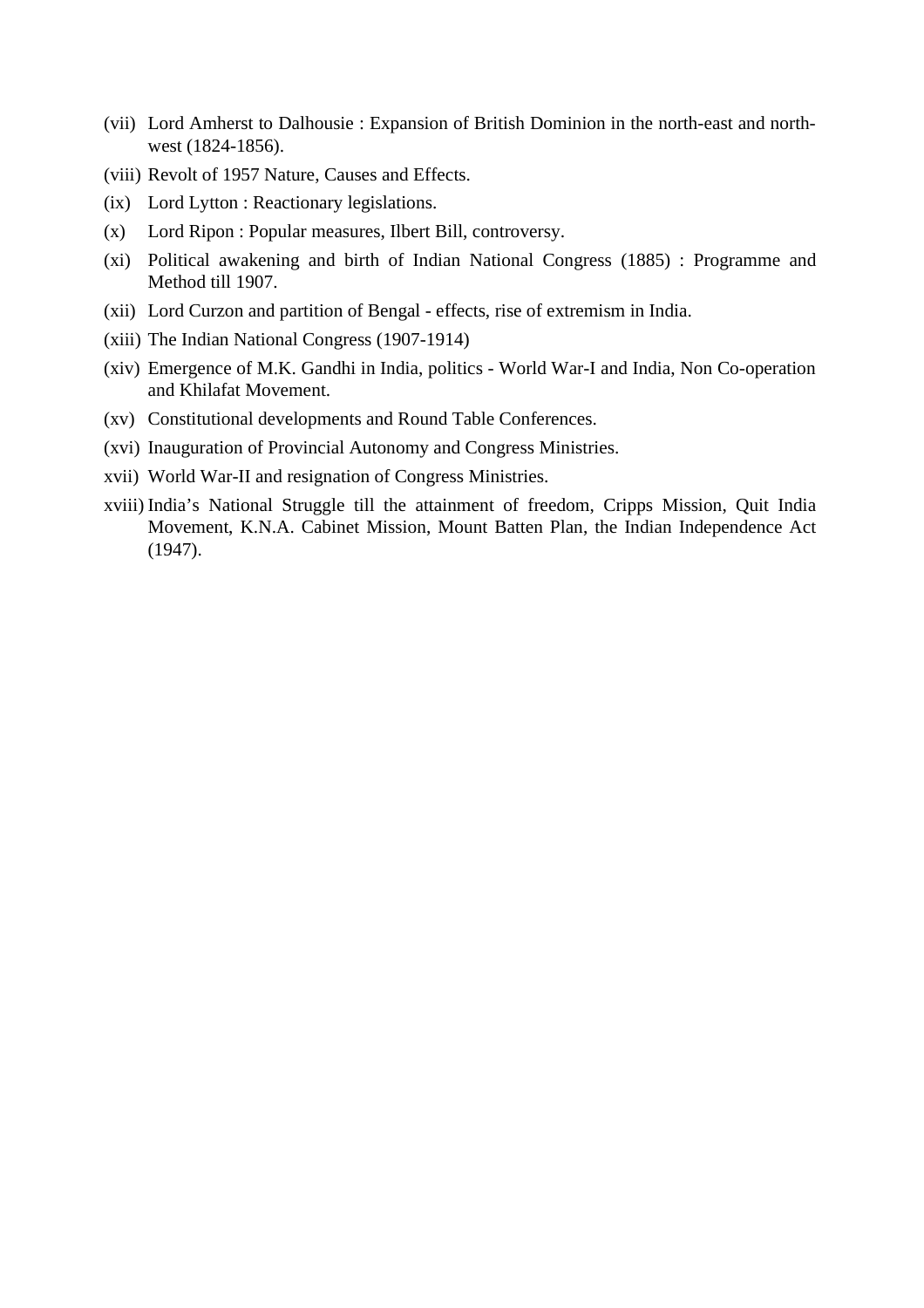(vii) Lord Amherst to Dalhousie : Expansion of British Dominion in the north-east and north-west (1824-1856).

(viii) Revolt of 1957 Nature, Causes and Effects.

(ix) Lord Lytton : Reactionary legislations.

(x) Lord Ripon : Popular measures, Ilbert Bill, controversy.

(xi) Political awakening and birth of Indian National Congress (1885) : Programme and Method till 1907.

(xii) Lord Curzon and partition of Bengal - effects, rise of extremism in India.

(xiii) The Indian National Congress (1907-1914)

(xiv) Emergence of M.K. Gandhi in India, politics - World War-I and India, Non Co-operation and Khilafat Movement.

(xv) Constitutional developments and Round Table Conferences.

(xvi) Inauguration of Provincial Autonomy and Congress Ministries.

xvii) World War-II and resignation of Congress Ministries.

xviii) India's National Struggle till the attainment of freedom, Cripps Mission, Quit India Movement, K.N.A. Cabinet Mission, Mount Batten Plan, the Indian Independence Act (1947).